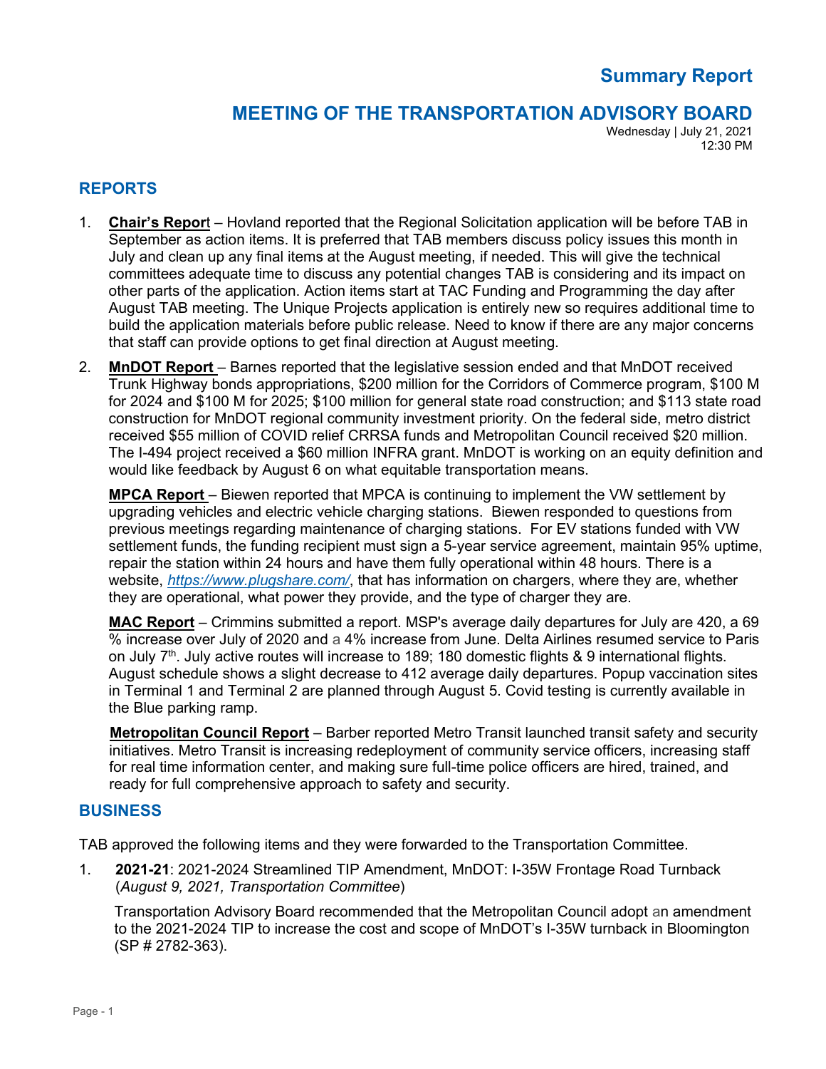# Summary Report

## MEETING OF THE TRANSPORTATION ADVISORY BOARD

Wednesday | July 21, 2021
12:30 PM

## REPORTS

1. **Chair's Report** – Hovland reported that the Regional Solicitation application will be before TAB in September as action items. It is preferred that TAB members discuss policy issues this month in July and clean up any final items at the August meeting, if needed. This will give the technical committees adequate time to discuss any potential changes TAB is considering and its impact on other parts of the application. Action items start at TAC Funding and Programming the day after August TAB meeting. The Unique Projects application is entirely new so requires additional time to build the application materials before public release. Need to know if there are any major concerns that staff can provide options to get final direction at August meeting.

2. **MnDOT Report** – Barnes reported that the legislative session ended and that MnDOT received Trunk Highway bonds appropriations, $200 million for the Corridors of Commerce program, $100 M for 2024 and $100 M for 2025; $100 million for general state road construction; and $113 state road construction for MnDOT regional community investment priority. On the federal side, metro district received $55 million of COVID relief CRRSA funds and Metropolitan Council received $20 million. The I-494 project received a $60 million INFRA grant. MnDOT is working on an equity definition and would like feedback by August 6 on what equitable transportation means.

   **MPCA Report** – Biewen reported that MPCA is continuing to implement the VW settlement by upgrading vehicles and electric vehicle charging stations. Biewen responded to questions from previous meetings regarding maintenance of charging stations. For EV stations funded with VW settlement funds, the funding recipient must sign a 5-year service agreement, maintain 95% uptime, repair the station within 24 hours and have them fully operational within 48 hours. There is a website, *https://www.plugshare.com/*, that has information on chargers, where they are, whether they are operational, what power they provide, and the type of charger they are.

   **MAC Report** – Crimmins submitted a report. MSP's average daily departures for July are 420, a 69 % increase over July of 2020 and a 4% increase from June. Delta Airlines resumed service to Paris on July 7th. July active routes will increase to 189; 180 domestic flights & 9 international flights. August schedule shows a slight decrease to 412 average daily departures. Popup vaccination sites in Terminal 1 and Terminal 2 are planned through August 5. Covid testing is currently available in the Blue parking ramp.

   **Metropolitan Council Report** – Barber reported Metro Transit launched transit safety and security initiatives. Metro Transit is increasing redeployment of community service officers, increasing staff for real time information center, and making sure full-time police officers are hired, trained, and ready for full comprehensive approach to safety and security.

## BUSINESS

TAB approved the following items and they were forwarded to the Transportation Committee.

1. **2021-21**: 2021-2024 Streamlined TIP Amendment, MnDOT: I-35W Frontage Road Turnback (*August 9, 2021, Transportation Committee*)

   Transportation Advisory Board recommended that the Metropolitan Council adopt an amendment to the 2021-2024 TIP to increase the cost and scope of MnDOT's I-35W turnback in Bloomington (SP # 2782-363).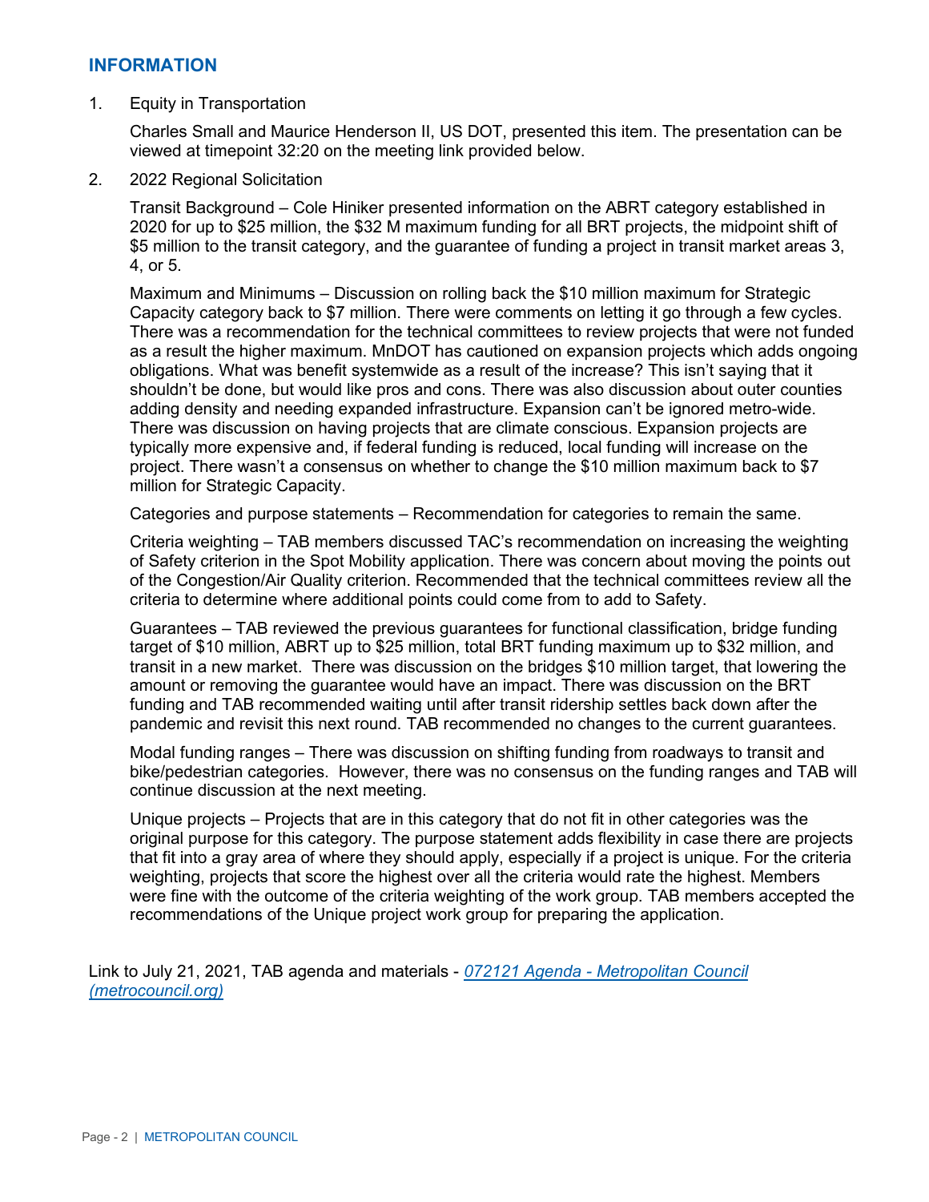## INFORMATION

1. Equity in Transportation

   Charles Small and Maurice Henderson II, US DOT, presented this item. The presentation can be viewed at timepoint 32:20 on the meeting link provided below.

2. 2022 Regional Solicitation

   Transit Background – Cole Hiniker presented information on the ABRT category established in 2020 for up to $25 million, the $32 M maximum funding for all BRT projects, the midpoint shift of $5 million to the transit category, and the guarantee of funding a project in transit market areas 3, 4, or 5.

   Maximum and Minimums – Discussion on rolling back the $10 million maximum for Strategic Capacity category back to $7 million. There were comments on letting it go through a few cycles. There was a recommendation for the technical committees to review projects that were not funded as a result the higher maximum. MnDOT has cautioned on expansion projects which adds ongoing obligations. What was benefit systemwide as a result of the increase? This isn't saying that it shouldn't be done, but would like pros and cons. There was also discussion about outer counties adding density and needing expanded infrastructure. Expansion can't be ignored metro-wide. There was discussion on having projects that are climate conscious. Expansion projects are typically more expensive and, if federal funding is reduced, local funding will increase on the project. There wasn't a consensus on whether to change the $10 million maximum back to $7 million for Strategic Capacity.

   Categories and purpose statements – Recommendation for categories to remain the same.

   Criteria weighting – TAB members discussed TAC's recommendation on increasing the weighting of Safety criterion in the Spot Mobility application. There was concern about moving the points out of the Congestion/Air Quality criterion. Recommended that the technical committees review all the criteria to determine where additional points could come from to add to Safety.

   Guarantees – TAB reviewed the previous guarantees for functional classification, bridge funding target of $10 million, ABRT up to $25 million, total BRT funding maximum up to $32 million, and transit in a new market. There was discussion on the bridges $10 million target, that lowering the amount or removing the guarantee would have an impact. There was discussion on the BRT funding and TAB recommended waiting until after transit ridership settles back down after the pandemic and revisit this next round. TAB recommended no changes to the current guarantees.

   Modal funding ranges – There was discussion on shifting funding from roadways to transit and bike/pedestrian categories. However, there was no consensus on the funding ranges and TAB will continue discussion at the next meeting.

   Unique projects – Projects that are in this category that do not fit in other categories was the original purpose for this category. The purpose statement adds flexibility in case there are projects that fit into a gray area of where they should apply, especially if a project is unique. For the criteria weighting, projects that score the highest over all the criteria would rate the highest. Members were fine with the outcome of the criteria weighting of the work group. TAB members accepted the recommendations of the Unique project work group for preparing the application.

Link to July 21, 2021, TAB agenda and materials - *072121 Agenda - Metropolitan Council (metrocouncil.org)*